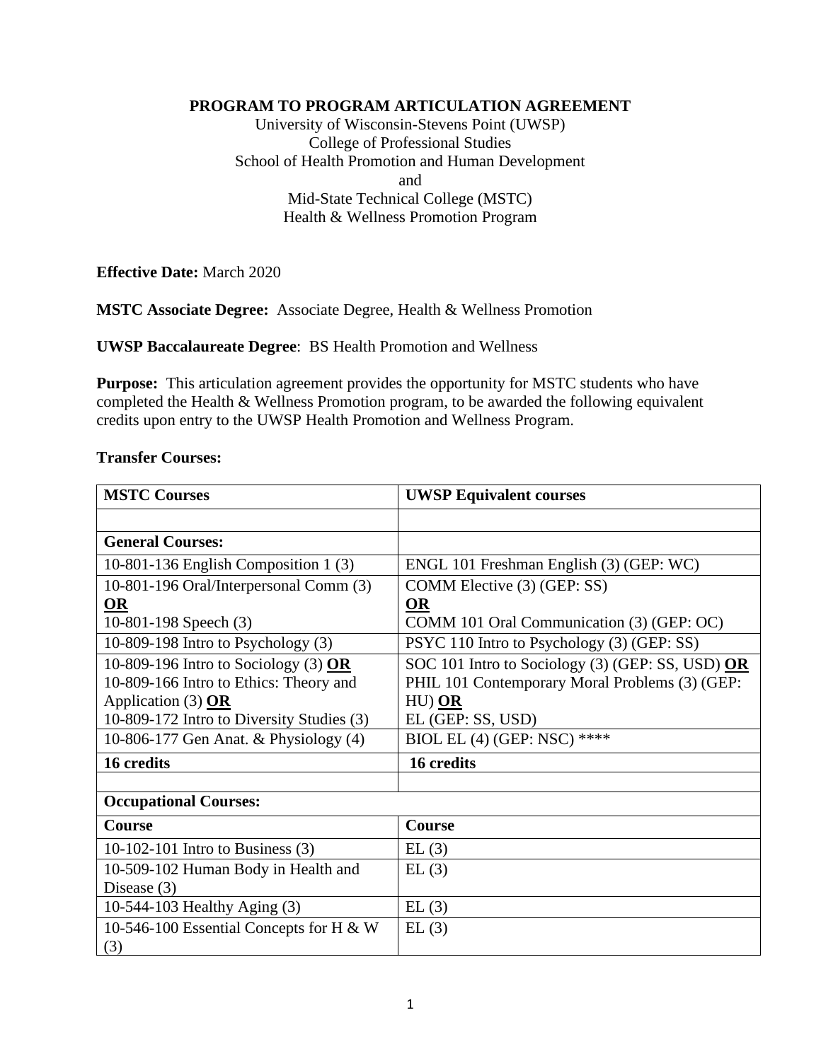**PROGRAM TO PROGRAM ARTICULATION AGREEMENT**

University of Wisconsin-Stevens Point (UWSP)
College of Professional Studies
School of Health Promotion and Human Development
and
Mid-State Technical College (MSTC)
Health & Wellness Promotion Program

**Effective Date:** March 2020

**MSTC Associate Degree:** Associate Degree, Health & Wellness Promotion

**UWSP Baccalaureate Degree**: BS Health Promotion and Wellness

**Purpose:** This articulation agreement provides the opportunity for MSTC students who have completed the Health & Wellness Promotion program, to be awarded the following equivalent credits upon entry to the UWSP Health Promotion and Wellness Program.

**Transfer Courses:**

| MSTC Courses | UWSP Equivalent courses |
|---|---|
| | |
| **General Courses:** | |
| 10-801-136 English Composition 1 (3) | ENGL 101 Freshman English (3) (GEP: WC) |
| 10-801-196 Oral/Interpersonal Comm (3) **OR** 10-801-198 Speech (3) | COMM Elective (3) (GEP: SS) **OR** COMM 101 Oral Communication (3) (GEP: OC) |
| 10-809-198 Intro to Psychology (3) | PSYC 110 Intro to Psychology (3) (GEP: SS) |
| 10-809-196 Intro to Sociology (3) **OR** 10-809-166 Intro to Ethics: Theory and Application (3) **OR** 10-809-172 Intro to Diversity Studies (3) | SOC 101 Intro to Sociology (3) (GEP: SS, USD) **OR** PHIL 101 Contemporary Moral Problems (3) (GEP: HU) **OR** EL (GEP: SS, USD) |
| 10-806-177 Gen Anat. & Physiology (4) | BIOL EL (4) (GEP: NSC) **** |
| **16 credits** | **16 credits** |
| | |
| **Occupational Courses:** | |
| **Course** | **Course** |
| 10-102-101 Intro to Business (3) | EL (3) |
| 10-509-102 Human Body in Health and Disease (3) | EL (3) |
| 10-544-103 Healthy Aging (3) | EL (3) |
| 10-546-100 Essential Concepts for H & W (3) | EL (3) |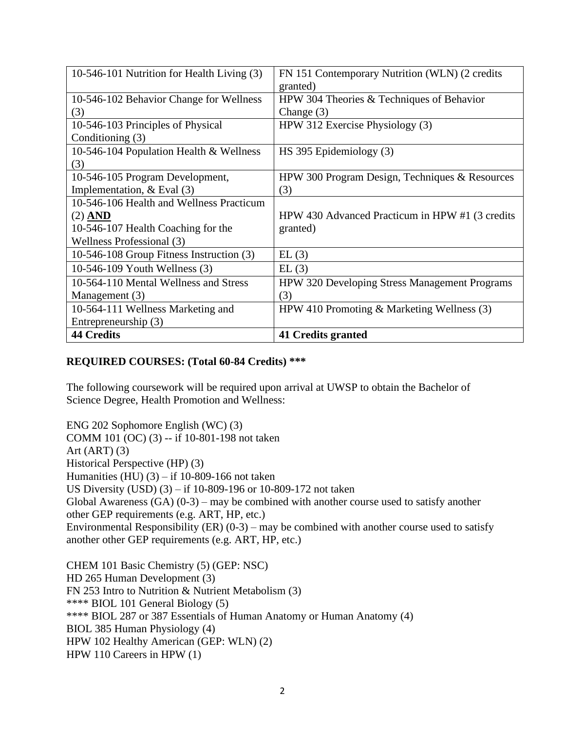| | |
|---|---|
| 10-546-101 Nutrition for Health Living (3) | FN 151 Contemporary Nutrition (WLN) (2 credits granted) |
| 10-546-102 Behavior Change for Wellness (3) | HPW 304 Theories & Techniques of Behavior Change (3) |
| 10-546-103 Principles of Physical Conditioning (3) | HPW 312 Exercise Physiology (3) |
| 10-546-104 Population Health & Wellness (3) | HS 395 Epidemiology (3) |
| 10-546-105 Program Development, Implementation, & Eval (3) | HPW 300 Program Design, Techniques & Resources (3) |
| 10-546-106 Health and Wellness Practicum (2) **AND** 10-546-107 Health Coaching for the Wellness Professional (3) | HPW 430 Advanced Practicum in HPW #1 (3 credits granted) |
| 10-546-108 Group Fitness Instruction (3) | EL (3) |
| 10-546-109 Youth Wellness (3) | EL (3) |
| 10-564-110 Mental Wellness and Stress Management (3) | HPW 320 Developing Stress Management Programs (3) |
| 10-564-111 Wellness Marketing and Entrepreneurship (3) | HPW 410 Promoting & Marketing Wellness (3) |
| **44 Credits** | **41 Credits granted** |

**REQUIRED COURSES: (Total 60-84 Credits) \*\*\***

The following coursework will be required upon arrival at UWSP to obtain the Bachelor of Science Degree, Health Promotion and Wellness:

ENG 202 Sophomore English (WC) (3)
COMM 101 (OC) (3) -- if 10-801-198 not taken
Art (ART) (3)
Historical Perspective (HP) (3)
Humanities (HU) (3) – if 10-809-166 not taken
US Diversity (USD) (3) – if 10-809-196 or 10-809-172 not taken
Global Awareness (GA) (0-3) – may be combined with another course used to satisfy another other GEP requirements (e.g. ART, HP, etc.)
Environmental Responsibility (ER) (0-3) – may be combined with another course used to satisfy another other GEP requirements (e.g. ART, HP, etc.)

CHEM 101 Basic Chemistry (5) (GEP: NSC)
HD 265 Human Development (3)
FN 253 Intro to Nutrition & Nutrient Metabolism (3)
**** BIOL 101 General Biology (5)
**** BIOL 287 or 387 Essentials of Human Anatomy or Human Anatomy (4)
BIOL 385 Human Physiology (4)
HPW 102 Healthy American (GEP: WLN) (2)
HPW 110 Careers in HPW (1)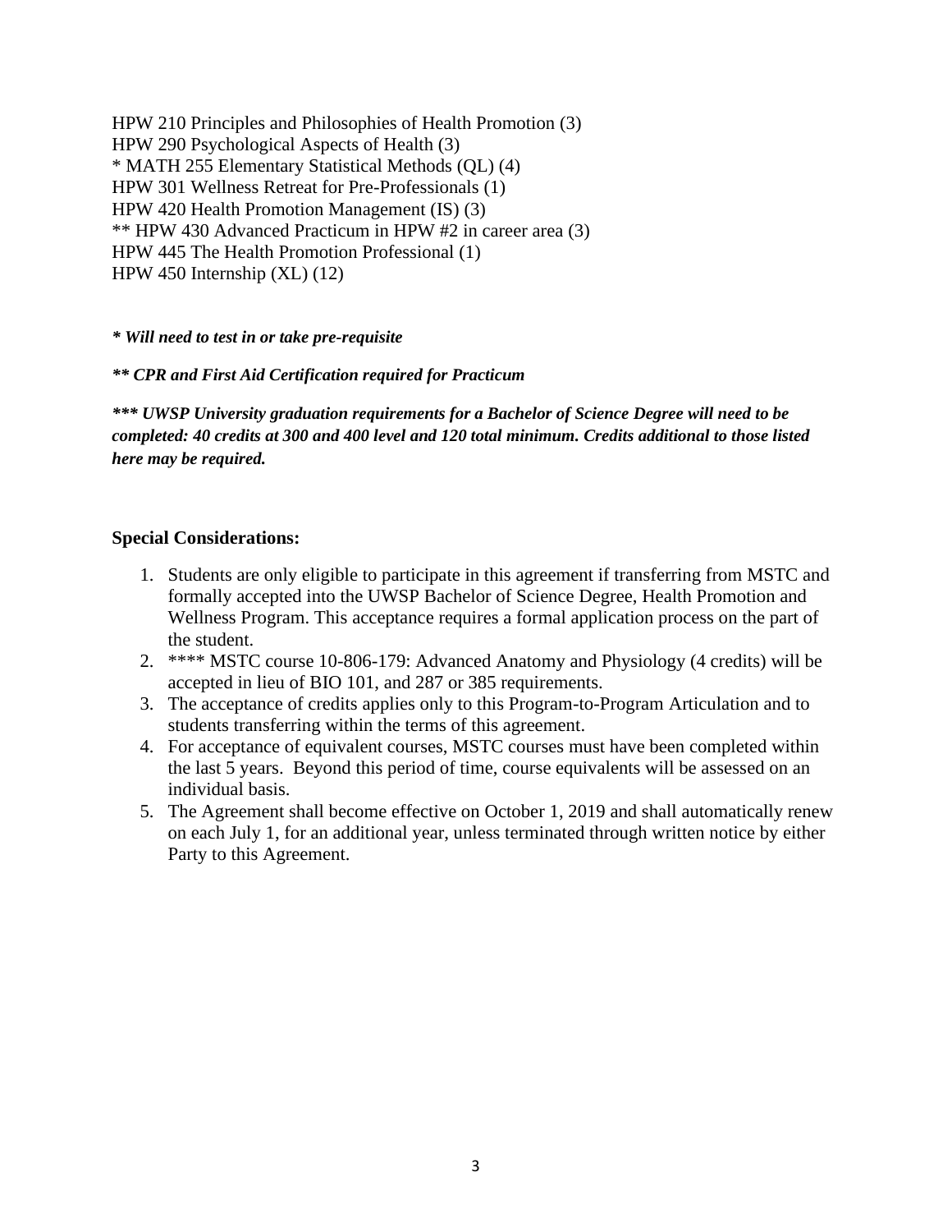HPW 210 Principles and Philosophies of Health Promotion (3)
HPW 290 Psychological Aspects of Health (3)
* MATH 255 Elementary Statistical Methods (QL) (4)
HPW 301 Wellness Retreat for Pre-Professionals (1)
HPW 420 Health Promotion Management (IS) (3)
** HPW 430 Advanced Practicum in HPW #2 in career area (3)
HPW 445 The Health Promotion Professional (1)
HPW 450 Internship (XL) (12)

***\* Will need to test in or take pre-requisite***

***\*\* CPR and First Aid Certification required for Practicum***

***\*\*\* UWSP University graduation requirements for a Bachelor of Science Degree will need to be completed: 40 credits at 300 and 400 level and 120 total minimum. Credits additional to those listed here may be required.***

**Special Considerations:**

1. Students are only eligible to participate in this agreement if transferring from MSTC and formally accepted into the UWSP Bachelor of Science Degree, Health Promotion and Wellness Program. This acceptance requires a formal application process on the part of the student.
2. **** MSTC course 10-806-179: Advanced Anatomy and Physiology (4 credits) will be accepted in lieu of BIO 101, and 287 or 385 requirements.
3. The acceptance of credits applies only to this Program-to-Program Articulation and to students transferring within the terms of this agreement.
4. For acceptance of equivalent courses, MSTC courses must have been completed within the last 5 years. Beyond this period of time, course equivalents will be assessed on an individual basis.
5. The Agreement shall become effective on October 1, 2019 and shall automatically renew on each July 1, for an additional year, unless terminated through written notice by either Party to this Agreement.